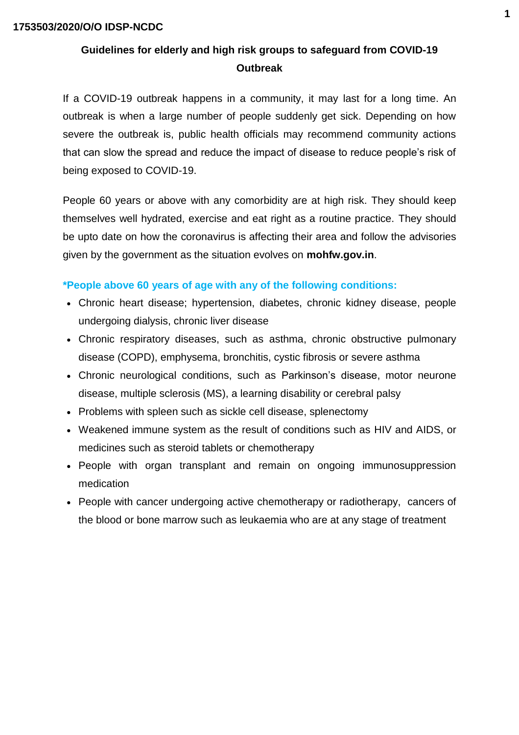1753503/2020/O/O IDSP-NCDC

# Guidelines for elderly and high risk groups to safeguard from COVID-19 Outbreak

If a COVID-19 outbreak happens in a community, it may last for a long time. An outbreak is when a large number of people suddenly get sick. Depending on how severe the outbreak is, public health officials may recommend community actions that can slow the spread and reduce the impact of disease to reduce people's risk of being exposed to COVID-19.

People 60 years or above with any comorbidity are at high risk. They should keep themselves well hydrated, exercise and eat right as a routine practice. They should be upto date on how the coronavirus is affecting their area and follow the advisories given by the government as the situation evolves on **mohfw.gov.in**.

**\*People above 60 years of age with any of the following conditions:**

- Chronic heart disease; hypertension, diabetes, chronic kidney disease, people undergoing dialysis, chronic liver disease
- Chronic respiratory diseases, such as asthma, chronic obstructive pulmonary disease (COPD), emphysema, bronchitis, cystic fibrosis or severe asthma
- Chronic neurological conditions, such as Parkinson's disease, motor neurone disease, multiple sclerosis (MS), a learning disability or cerebral palsy
- Problems with spleen such as sickle cell disease, splenectomy
- Weakened immune system as the result of conditions such as HIV and AIDS, or medicines such as steroid tablets or chemotherapy
- People with organ transplant and remain on ongoing immunosuppression medication
- People with cancer undergoing active chemotherapy or radiotherapy, cancers of the blood or bone marrow such as leukaemia who are at any stage of treatment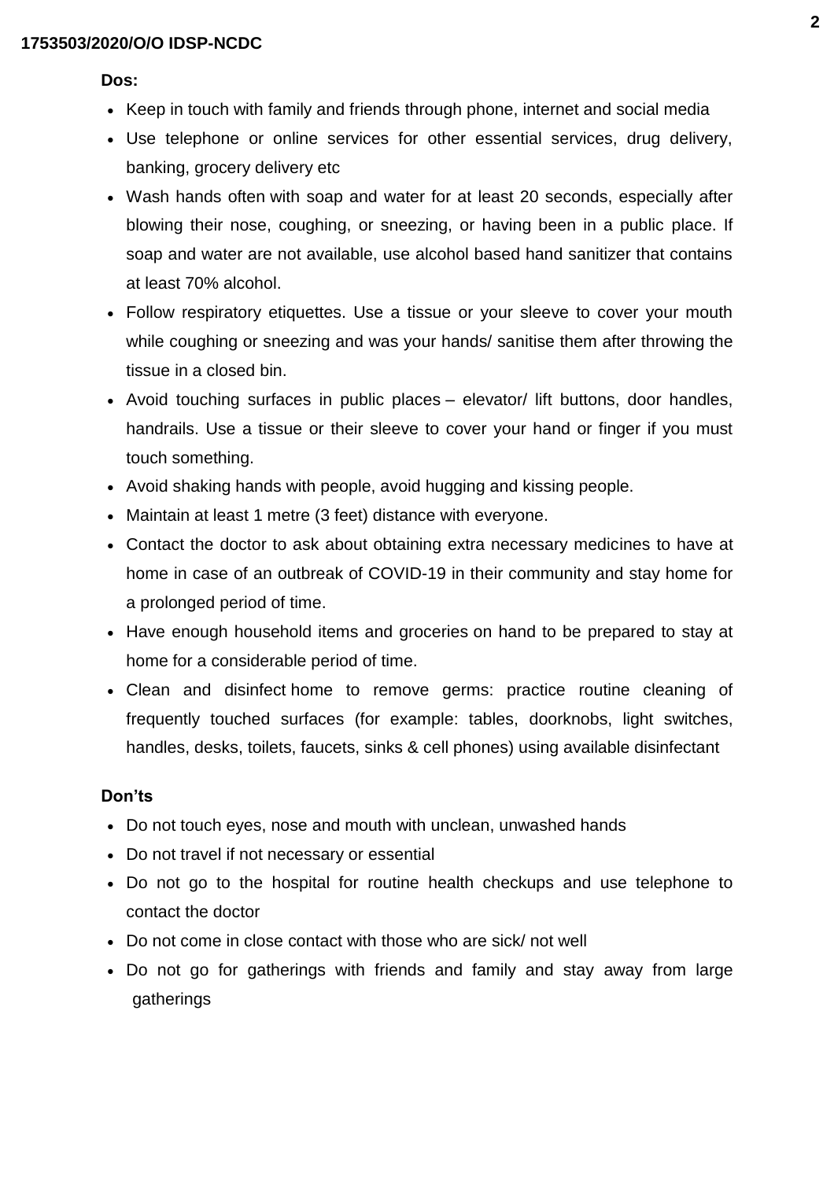**Dos:**

- Keep in touch with family and friends through phone, internet and social media
- Use telephone or online services for other essential services, drug delivery, banking, grocery delivery etc
- Wash hands often with soap and water for at least 20 seconds, especially after blowing their nose, coughing, or sneezing, or having been in a public place. If soap and water are not available, use alcohol based hand sanitizer that contains at least 70% alcohol.
- Follow respiratory etiquettes. Use a tissue or your sleeve to cover your mouth while coughing or sneezing and was your hands/ sanitise them after throwing the tissue in a closed bin.
- Avoid touching surfaces in public places – elevator/ lift buttons, door handles, handrails. Use a tissue or their sleeve to cover your hand or finger if you must touch something.
- Avoid shaking hands with people, avoid hugging and kissing people.
- Maintain at least 1 metre (3 feet) distance with everyone.
- Contact the doctor to ask about obtaining extra necessary medicines to have at home in case of an outbreak of COVID-19 in their community and stay home for a prolonged period of time.
- Have enough household items and groceries on hand to be prepared to stay at home for a considerable period of time.
- Clean and disinfect home to remove germs: practice routine cleaning of frequently touched surfaces (for example: tables, doorknobs, light switches, handles, desks, toilets, faucets, sinks & cell phones) using available disinfectant

**Don'ts**

- Do not touch eyes, nose and mouth with unclean, unwashed hands
- Do not travel if not necessary or essential
- Do not go to the hospital for routine health checkups and use telephone to contact the doctor
- Do not come in close contact with those who are sick/ not well
- Do not go for gatherings with friends and family and stay away from large gatherings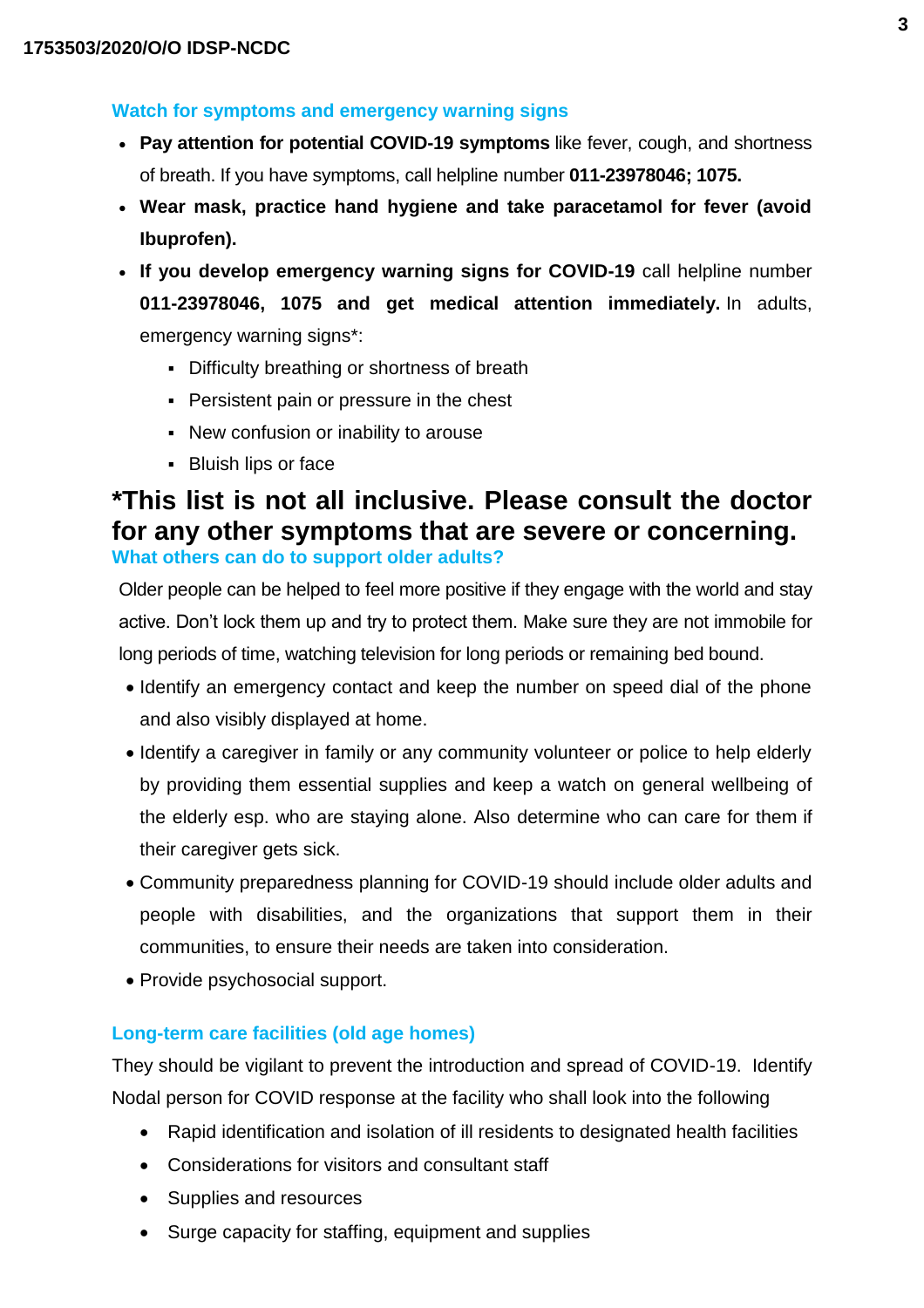### Watch for symptoms and emergency warning signs

- **Pay attention for potential COVID-19 symptoms** like fever, cough, and shortness of breath. If you have symptoms, call helpline number **011-23978046; 1075.**
- **Wear mask, practice hand hygiene and take paracetamol for fever (avoid Ibuprofen).**
- **If you develop emergency warning signs for COVID-19** call helpline number **011-23978046, 1075 and get medical attention immediately.** In adults, emergency warning signs*:
  - Difficulty breathing or shortness of breath
  - Persistent pain or pressure in the chest
  - New confusion or inability to arouse
  - Bluish lips or face

## *This list is not all inclusive. Please consult the doctor for any other symptoms that are severe or concerning.

### What others can do to support older adults?

Older people can be helped to feel more positive if they engage with the world and stay active. Don't lock them up and try to protect them. Make sure they are not immobile for long periods of time, watching television for long periods or remaining bed bound.

- Identify an emergency contact and keep the number on speed dial of the phone and also visibly displayed at home.
- Identify a caregiver in family or any community volunteer or police to help elderly by providing them essential supplies and keep a watch on general wellbeing of the elderly esp. who are staying alone. Also determine who can care for them if their caregiver gets sick.
- Community preparedness planning for COVID-19 should include older adults and people with disabilities, and the organizations that support them in their communities, to ensure their needs are taken into consideration.
- Provide psychosocial support.

### Long-term care facilities (old age homes)

They should be vigilant to prevent the introduction and spread of COVID-19. Identify Nodal person for COVID response at the facility who shall look into the following

- Rapid identification and isolation of ill residents to designated health facilities
- Considerations for visitors and consultant staff
- Supplies and resources
- Surge capacity for staffing, equipment and supplies